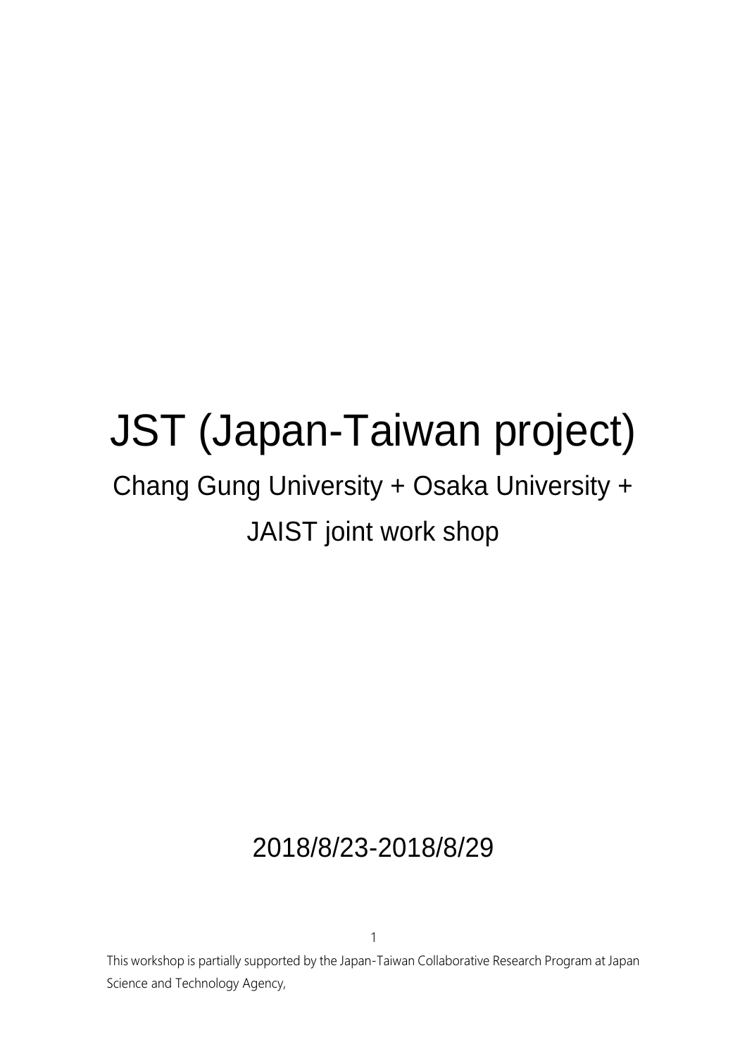# JST (Japan-Taiwan project)

## Chang Gung University + Osaka University + JAIST joint work shop

2018/8/23-2018/8/29

This workshop is partially supported by the Japan-Taiwan Collaborative Research Program at Japan Science and Technology Agency,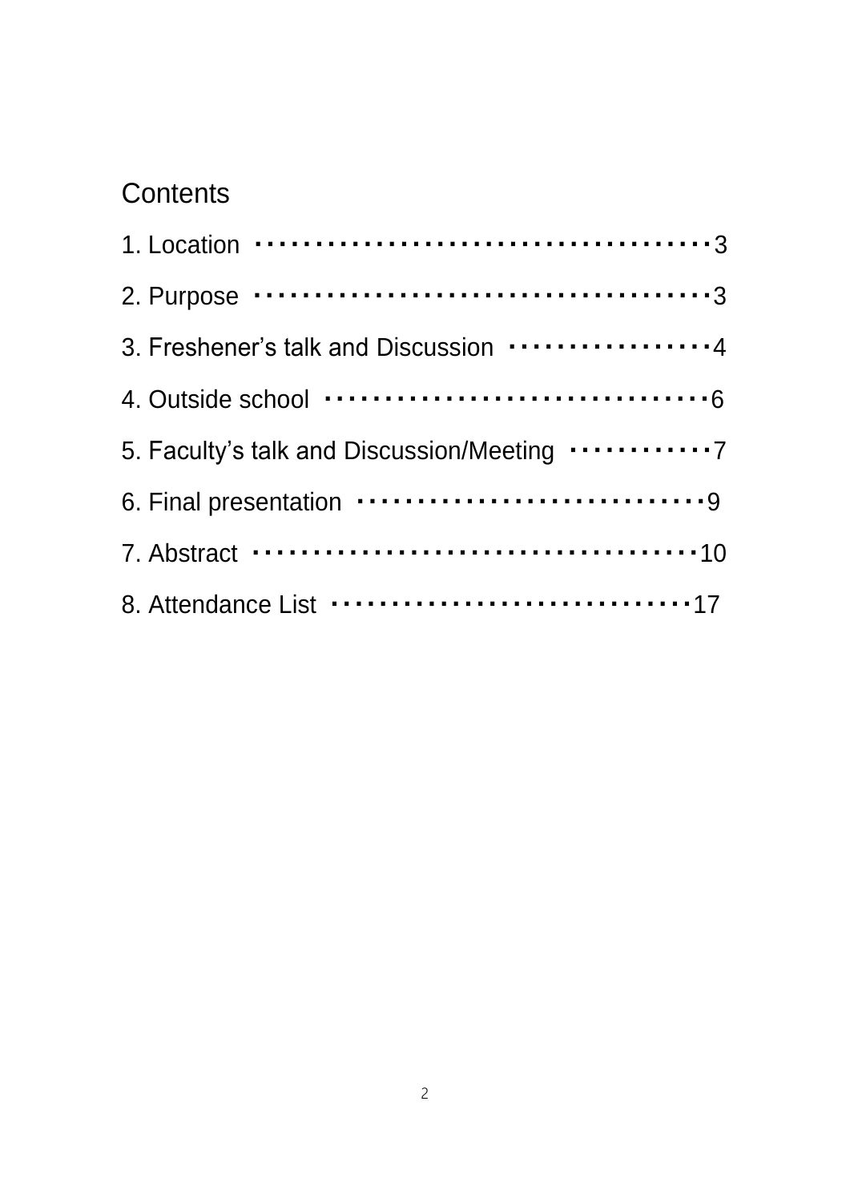## Contents

1. Location ・・・・・・・・・・・・・・・・・・・・・・・・・・・・・・・・・・・・・3
2. Purpose ・・・・・・・・・・・・・・・・・・・・・・・・・・・・・・・・・・・・・3
3. Freshener's talk and Discussion ・・・・・・・・・・・・・・・・・・4
4. Outside school ・・・・・・・・・・・・・・・・・・・・・・・・・・・・・・・6
5. Faculty's talk and Discussion/Meeting ・・・・・・・・・・・・7
6. Final presentation ・・・・・・・・・・・・・・・・・・・・・・・・・・・9
7. Abstract ・・・・・・・・・・・・・・・・・・・・・・・・・・・・・・・・・・・・10
8. Attendance List ・・・・・・・・・・・・・・・・・・・・・・・・・・・・17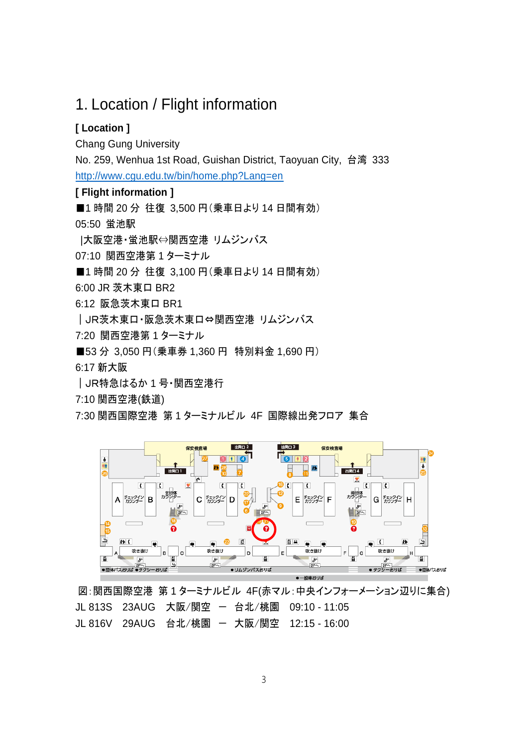# 1. Location / Flight information

**[ Location ]**

Chang Gung University

No. 259, Wenhua 1st Road, Guishan District, Taoyuan City, 台湾 333

http://www.cgu.edu.tw/bin/home.php?Lang=en

**[ Flight information ]**

■1 時間 20 分 往復 3,500 円(乗車日より 14 日間有効)

05:50 蛍池駅

|大阪空港・蛍池駅⇔関西空港 リムジンバス

07:10 関西空港第 1 ターミナル

■1 時間 20 分 往復 3,100 円(乗車日より 14 日間有効)

6:00 JR 茨木東口 BR2

6:12 阪急茨木東口 BR1

｜JR茨木東口・阪急茨木東口⇔関西空港 リムジンバス

7:20 関西空港第 1 ターミナル

■53 分 3,050 円(乗車券 1,360 円 特別料金 1,690 円)

6:17 新大阪

｜JR特急はるか 1 号・関西空港行

7:10 関西空港(鉄道)

7:30 関西国際空港 第 1 ターミナルビル 4F 国際線出発フロア 集合

図:関西国際空港 第 1 ターミナルビル 4F(赤マル:中央インフォーメーション辺りに集合)

JL 813S 23AUG 大阪/関空 ー 台北/桃園 09:10 - 11:05

JL 816V 29AUG 台北/桃園 ー 大阪/関空 12:15 - 16:00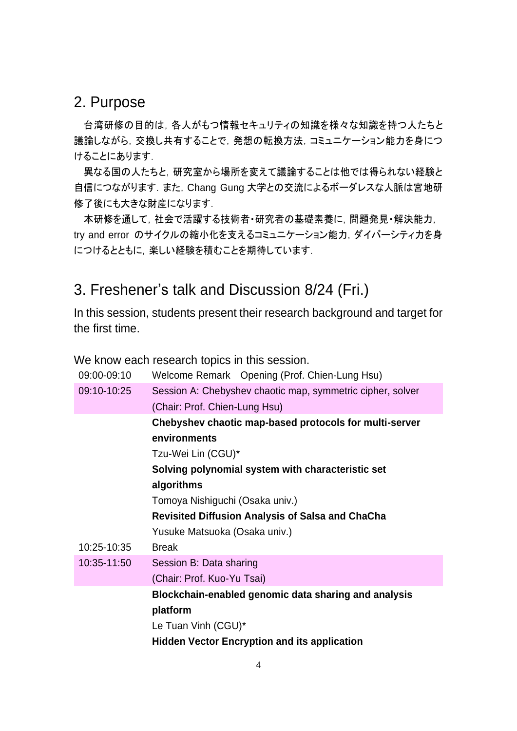## 2. Purpose

台湾研修の目的は，各人がもつ情報セキュリティの知識を様々な知識を持つ人たちと議論しながら，交換し共有することで，発想の転換方法，コミュニケーション能力を身につけることにあります．

異なる国の人たちと，研究室から場所を変えて議論することは他では得られない経験と自信につながります．また，Chang Gung 大学との交流によるボーダレスな人脈は宮地研修了後にも大きな財産になります．

本研修を通して，社会で活躍する技術者・研究者の基礎素養に，問題発見・解決能力，try and error のサイクルの縮小化を支えるコミュニケーション能力，ダイバーシティ力を身につけるとともに，楽しい経験を積むことを期待しています．

## 3. Freshener's talk and Discussion 8/24 (Fri.)

In this session, students present their research background and target for the first time.

We know each research topics in this session.

| | |
|---|---|
| 09:00-09:10 | Welcome Remark Opening (Prof. Chien-Lung Hsu) |
| 09:10-10:25 | Session A: Chebyshev chaotic map, symmetric cipher, solver (Chair: Prof. Chien-Lung Hsu) |
| | **Chebyshev chaotic map-based protocols for multi-server environments**<br>Tzu-Wei Lin (CGU)*<br>**Solving polynomial system with characteristic set algorithms**<br>Tomoya Nishiguchi (Osaka univ.)<br>**Revisited Diffusion Analysis of Salsa and ChaCha**<br>Yusuke Matsuoka (Osaka univ.) |
| 10:25-10:35 | Break |
| 10:35-11:50 | Session B: Data sharing (Chair: Prof. Kuo-Yu Tsai) |
| | **Blockchain-enabled genomic data sharing and analysis platform**<br>Le Tuan Vinh (CGU)*<br>**Hidden Vector Encryption and its application** |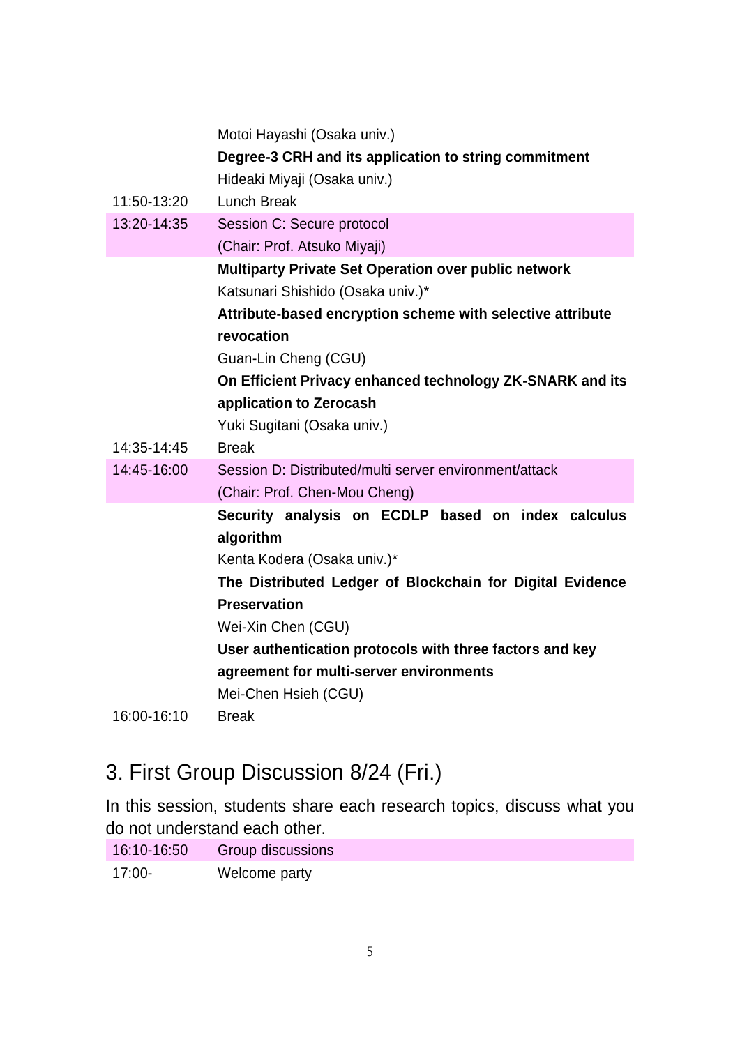| | |
|---|---|
| | Motoi Hayashi (Osaka univ.) |
| | **Degree-3 CRH and its application to string commitment** |
| | Hideaki Miyaji (Osaka univ.) |
| 11:50-13:20 | Lunch Break |
| 13:20-14:35 | Session C: Secure protocol<br>(Chair: Prof. Atsuko Miyaji) |
| | **Multiparty Private Set Operation over public network** |
| | Katsunari Shishido (Osaka univ.)* |
| | **Attribute-based encryption scheme with selective attribute revocation** |
| | Guan-Lin Cheng (CGU) |
| | **On Efficient Privacy enhanced technology ZK-SNARK and its application to Zerocash** |
| | Yuki Sugitani (Osaka univ.) |
| 14:35-14:45 | Break |
| 14:45-16:00 | Session D: Distributed/multi server environment/attack<br>(Chair: Prof. Chen-Mou Cheng) |
| | **Security analysis on ECDLP based on index calculus algorithm** |
| | Kenta Kodera (Osaka univ.)* |
| | **The Distributed Ledger of Blockchain for Digital Evidence Preservation** |
| | Wei-Xin Chen (CGU) |
| | **User authentication protocols with three factors and key agreement for multi-server environments** |
| | Mei-Chen Hsieh (CGU) |
| 16:00-16:10 | Break |

## 3. First Group Discussion 8/24 (Fri.)

In this session, students share each research topics, discuss what you do not understand each other.

| | |
|---|---|
| 16:10-16:50 | Group discussions |
| 17:00- | Welcome party |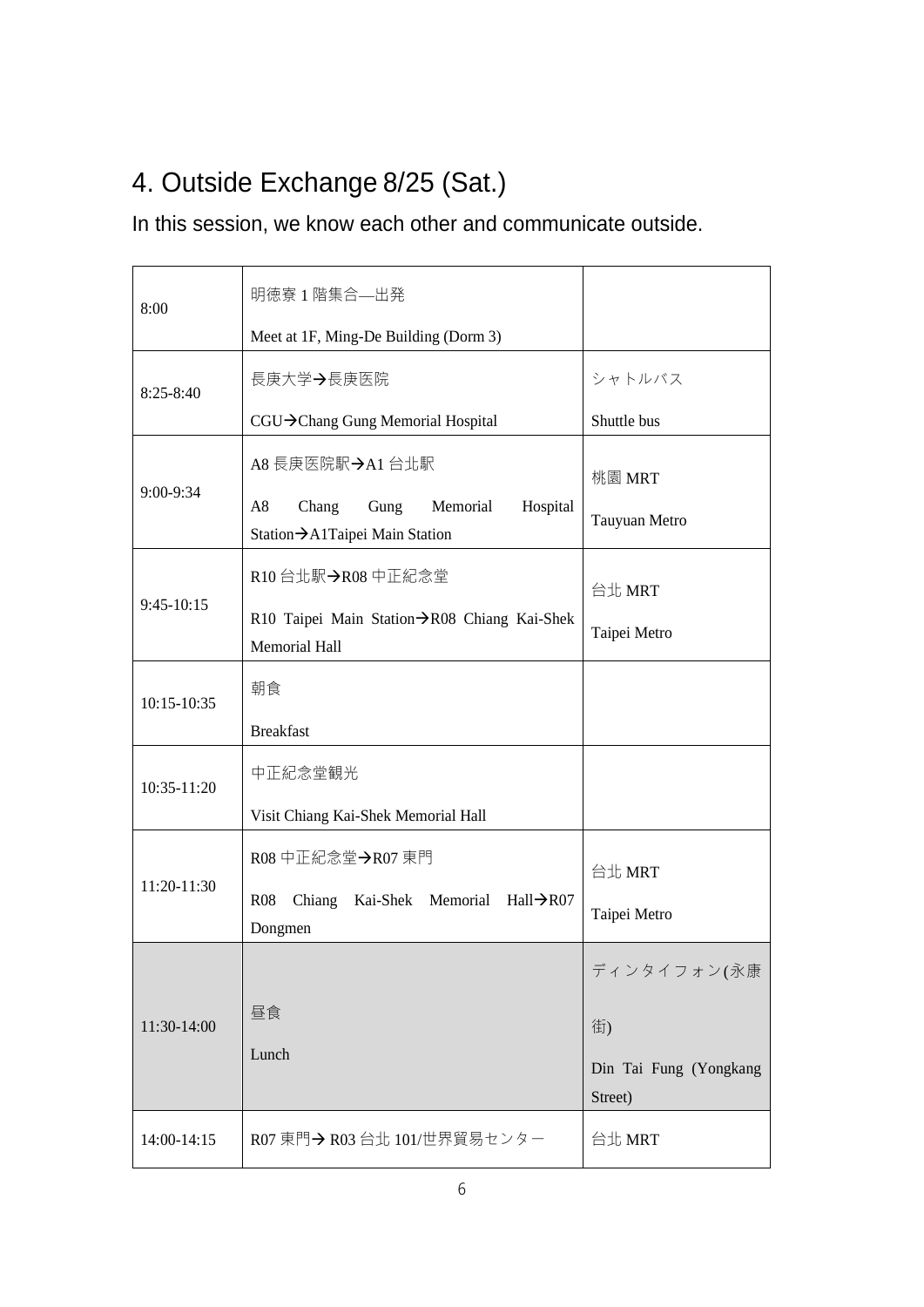## 4. Outside Exchange 8/25 (Sat.)

In this session, we know each other and communicate outside.

| | | |
|---|---|---|
| 8:00 | 明徳寮 1 階集合—出発<br>Meet at 1F, Ming-De Building (Dorm 3) | |
| 8:25-8:40 | 長庚大学→長庚医院<br>CGU→Chang Gung Memorial Hospital | シャトルバス<br>Shuttle bus |
| 9:00-9:34 | A8 長庚医院駅→A1 台北駅<br>A8 Chang Gung Memorial Hospital Station→A1Taipei Main Station | 桃園 MRT<br>Tauyuan Metro |
| 9:45-10:15 | R10 台北駅→R08 中正紀念堂<br>R10 Taipei Main Station→R08 Chiang Kai-Shek Memorial Hall | 台北 MRT<br>Taipei Metro |
| 10:15-10:35 | 朝食<br>Breakfast | |
| 10:35-11:20 | 中正紀念堂観光<br>Visit Chiang Kai-Shek Memorial Hall | |
| 11:20-11:30 | R08 中正紀念堂→R07 東門<br>R08 Chiang Kai-Shek Memorial Hall→R07 Dongmen | 台北 MRT<br>Taipei Metro |
| 11:30-14:00 | 昼食<br>Lunch | ディンタイフォン(永康街)<br>Din Tai Fung (Yongkang Street) |
| 14:00-14:15 | R07 東門→ R03 台北 101/世界貿易センター | 台北 MRT |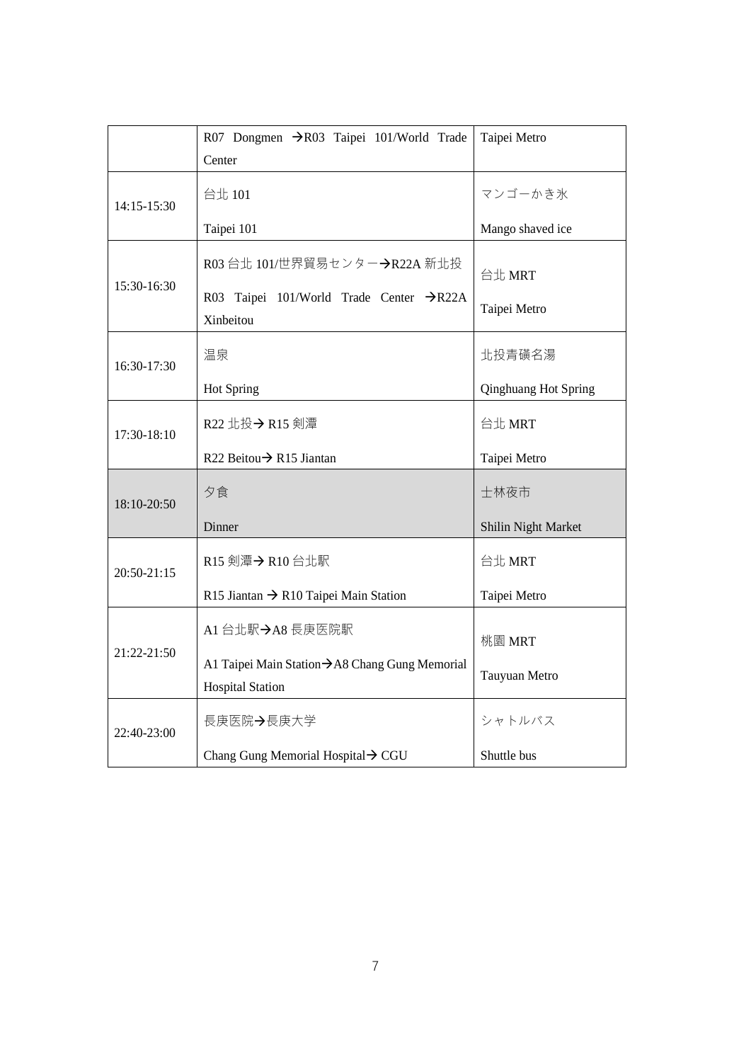|  | R07 Dongmen →R03 Taipei 101/World Trade Center | Taipei Metro |
|---|---|---|
| 14:15-15:30 | 台北 101<br>Taipei 101 | マンゴーかき氷<br>Mango shaved ice |
| 15:30-16:30 | R03 台北 101/世界貿易センター→R22A 新北投<br>R03 Taipei 101/World Trade Center →R22A Xinbeitou | 台北 MRT<br>Taipei Metro |
| 16:30-17:30 | 温泉<br>Hot Spring | 北投青磺名湯<br>Qinghuang Hot Spring |
| 17:30-18:10 | R22 北投→ R15 剣潭<br>R22 Beitou→ R15 Jiantan | 台北 MRT<br>Taipei Metro |
| 18:10-20:50 | 夕食<br>Dinner | 士林夜市<br>Shilin Night Market |
| 20:50-21:15 | R15 剣潭→ R10 台北駅<br>R15 Jiantan → R10 Taipei Main Station | 台北 MRT<br>Taipei Metro |
| 21:22-21:50 | A1 台北駅→A8 長庚医院駅<br>A1 Taipei Main Station→A8 Chang Gung Memorial Hospital Station | 桃園 MRT<br>Tauyuan Metro |
| 22:40-23:00 | 長庚医院→長庚大学<br>Chang Gung Memorial Hospital→ CGU | シャトルバス<br>Shuttle bus |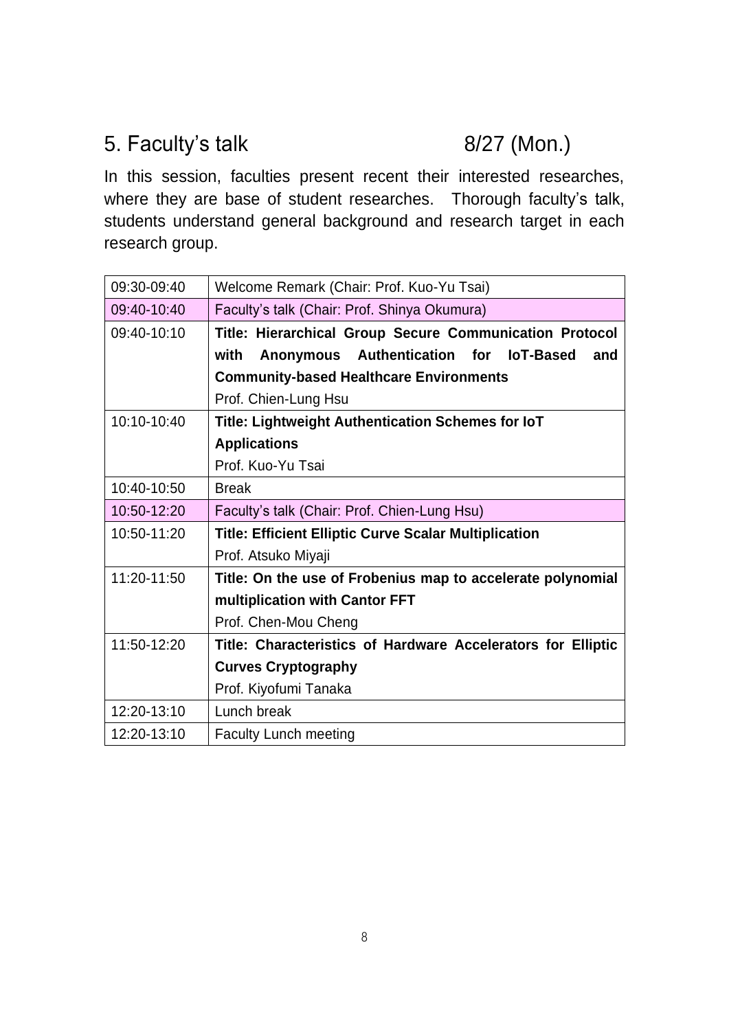## 5. Faculty's talk 8/27 (Mon.)

In this session, faculties present recent their interested researches, where they are base of student researches. Thorough faculty's talk, students understand general background and research target in each research group.

| | |
|---|---|
| 09:30-09:40 | Welcome Remark (Chair: Prof. Kuo-Yu Tsai) |
| 09:40-10:40 | Faculty's talk (Chair: Prof. Shinya Okumura) |
| 09:40-10:10 | **Title: Hierarchical Group Secure Communication Protocol with Anonymous Authentication for IoT-Based and Community-based Healthcare Environments**<br>Prof. Chien-Lung Hsu |
| 10:10-10:40 | **Title: Lightweight Authentication Schemes for IoT Applications**<br>Prof. Kuo-Yu Tsai |
| 10:40-10:50 | Break |
| 10:50-12:20 | Faculty's talk (Chair: Prof. Chien-Lung Hsu) |
| 10:50-11:20 | **Title: Efficient Elliptic Curve Scalar Multiplication**<br>Prof. Atsuko Miyaji |
| 11:20-11:50 | **Title: On the use of Frobenius map to accelerate polynomial multiplication with Cantor FFT**<br>Prof. Chen-Mou Cheng |
| 11:50-12:20 | **Title: Characteristics of Hardware Accelerators for Elliptic Curves Cryptography**<br>Prof. Kiyofumi Tanaka |
| 12:20-13:10 | Lunch break |
| 12:20-13:10 | Faculty Lunch meeting |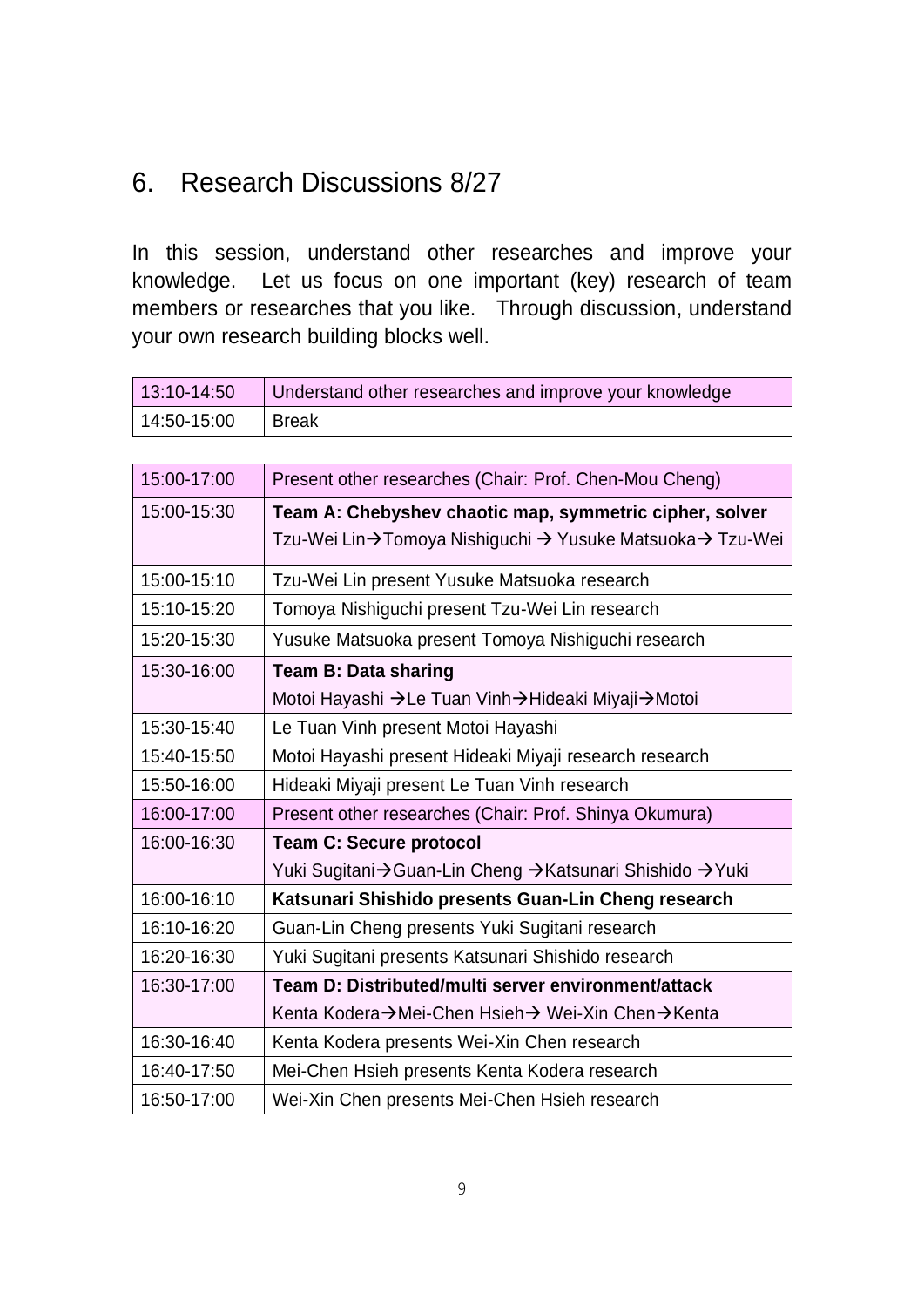## 6. Research Discussions 8/27

In this session, understand other researches and improve your knowledge. Let us focus on one important (key) research of team members or researches that you like. Through discussion, understand your own research building blocks well.

| | |
|---|---|
| 13:10-14:50 | Understand other researches and improve your knowledge |
| 14:50-15:00 | Break |

| | |
|---|---|
| 15:00-17:00 | Present other researches (Chair: Prof. Chen-Mou Cheng) |
| 15:00-15:30 | **Team A: Chebyshev chaotic map, symmetric cipher, solver** Tzu-Wei Lin→Tomoya Nishiguchi → Yusuke Matsuoka→ Tzu-Wei |
| 15:00-15:10 | Tzu-Wei Lin present Yusuke Matsuoka research |
| 15:10-15:20 | Tomoya Nishiguchi present Tzu-Wei Lin research |
| 15:20-15:30 | Yusuke Matsuoka present Tomoya Nishiguchi research |
| 15:30-16:00 | **Team B: Data sharing** Motoi Hayashi →Le Tuan Vinh→Hideaki Miyaji→Motoi |
| 15:30-15:40 | Le Tuan Vinh present Motoi Hayashi |
| 15:40-15:50 | Motoi Hayashi present Hideaki Miyaji research research |
| 15:50-16:00 | Hideaki Miyaji present Le Tuan Vinh research |
| 16:00-17:00 | Present other researches (Chair: Prof. Shinya Okumura) |
| 16:00-16:30 | **Team C: Secure protocol** Yuki Sugitani→Guan-Lin Cheng →Katsunari Shishido →Yuki |
| 16:00-16:10 | **Katsunari Shishido presents Guan-Lin Cheng research** |
| 16:10-16:20 | Guan-Lin Cheng presents Yuki Sugitani research |
| 16:20-16:30 | Yuki Sugitani presents Katsunari Shishido research |
| 16:30-17:00 | **Team D: Distributed/multi server environment/attack** Kenta Kodera→Mei-Chen Hsieh→ Wei-Xin Chen→Kenta |
| 16:30-16:40 | Kenta Kodera presents Wei-Xin Chen research |
| 16:40-17:50 | Mei-Chen Hsieh presents Kenta Kodera research |
| 16:50-17:00 | Wei-Xin Chen presents Mei-Chen Hsieh research |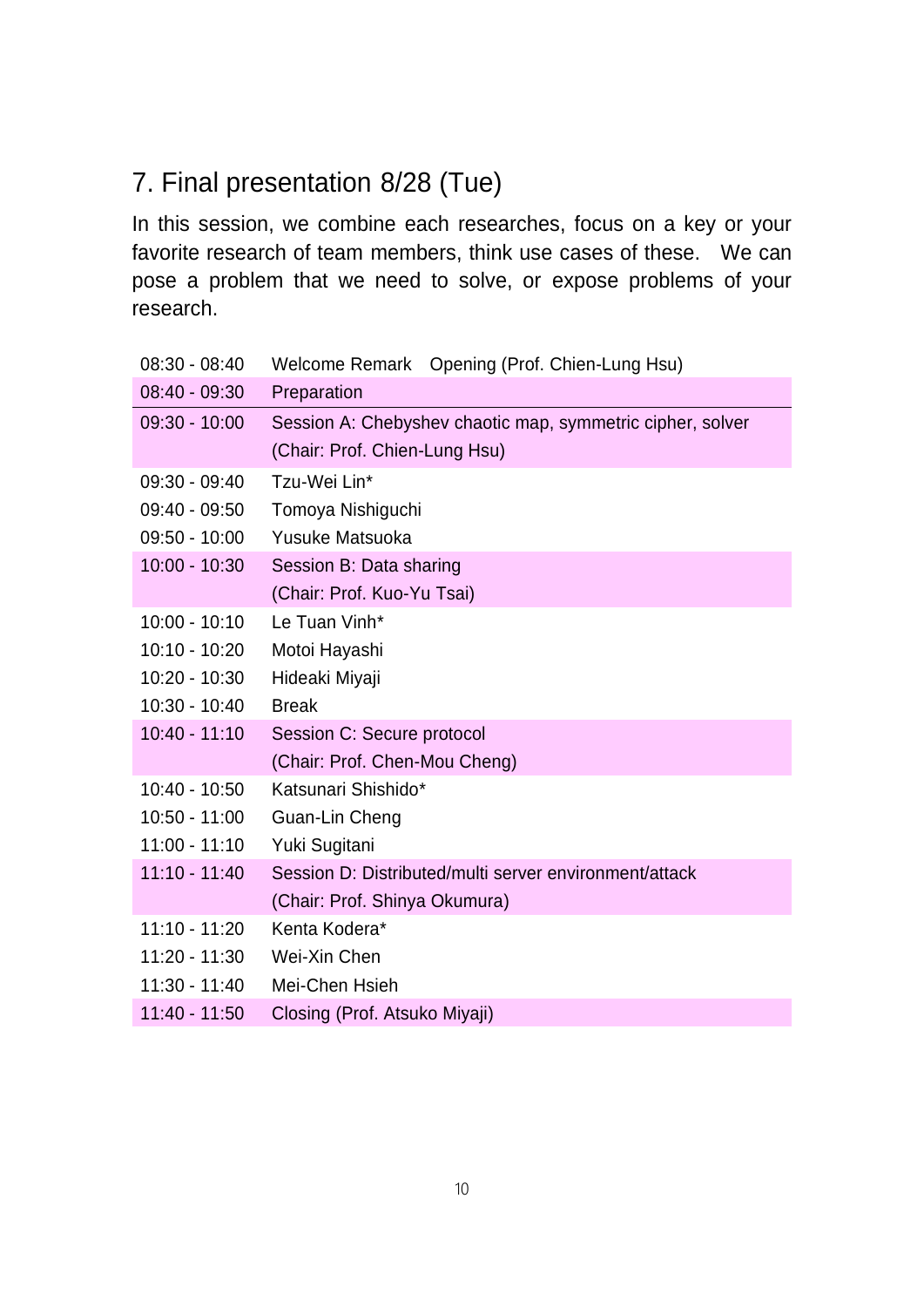## 7. Final presentation 8/28 (Tue)

In this session, we combine each researches, focus on a key or your favorite research of team members, think use cases of these. We can pose a problem that we need to solve, or expose problems of your research.

| | |
|---|---|
| 08:30 - 08:40 | Welcome Remark Opening (Prof. Chien-Lung Hsu) |
| 08:40 - 09:30 | Preparation |
| 09:30 - 10:00 | Session A: Chebyshev chaotic map, symmetric cipher, solver (Chair: Prof. Chien-Lung Hsu) |
| 09:30 - 09:40 | Tzu-Wei Lin* |
| 09:40 - 09:50 | Tomoya Nishiguchi |
| 09:50 - 10:00 | Yusuke Matsuoka |
| 10:00 - 10:30 | Session B: Data sharing (Chair: Prof. Kuo-Yu Tsai) |
| 10:00 - 10:10 | Le Tuan Vinh* |
| 10:10 - 10:20 | Motoi Hayashi |
| 10:20 - 10:30 | Hideaki Miyaji |
| 10:30 - 10:40 | Break |
| 10:40 - 11:10 | Session C: Secure protocol (Chair: Prof. Chen-Mou Cheng) |
| 10:40 - 10:50 | Katsunari Shishido* |
| 10:50 - 11:00 | Guan-Lin Cheng |
| 11:00 - 11:10 | Yuki Sugitani |
| 11:10 - 11:40 | Session D: Distributed/multi server environment/attack (Chair: Prof. Shinya Okumura) |
| 11:10 - 11:20 | Kenta Kodera* |
| 11:20 - 11:30 | Wei-Xin Chen |
| 11:30 - 11:40 | Mei-Chen Hsieh |
| 11:40 - 11:50 | Closing (Prof. Atsuko Miyaji) |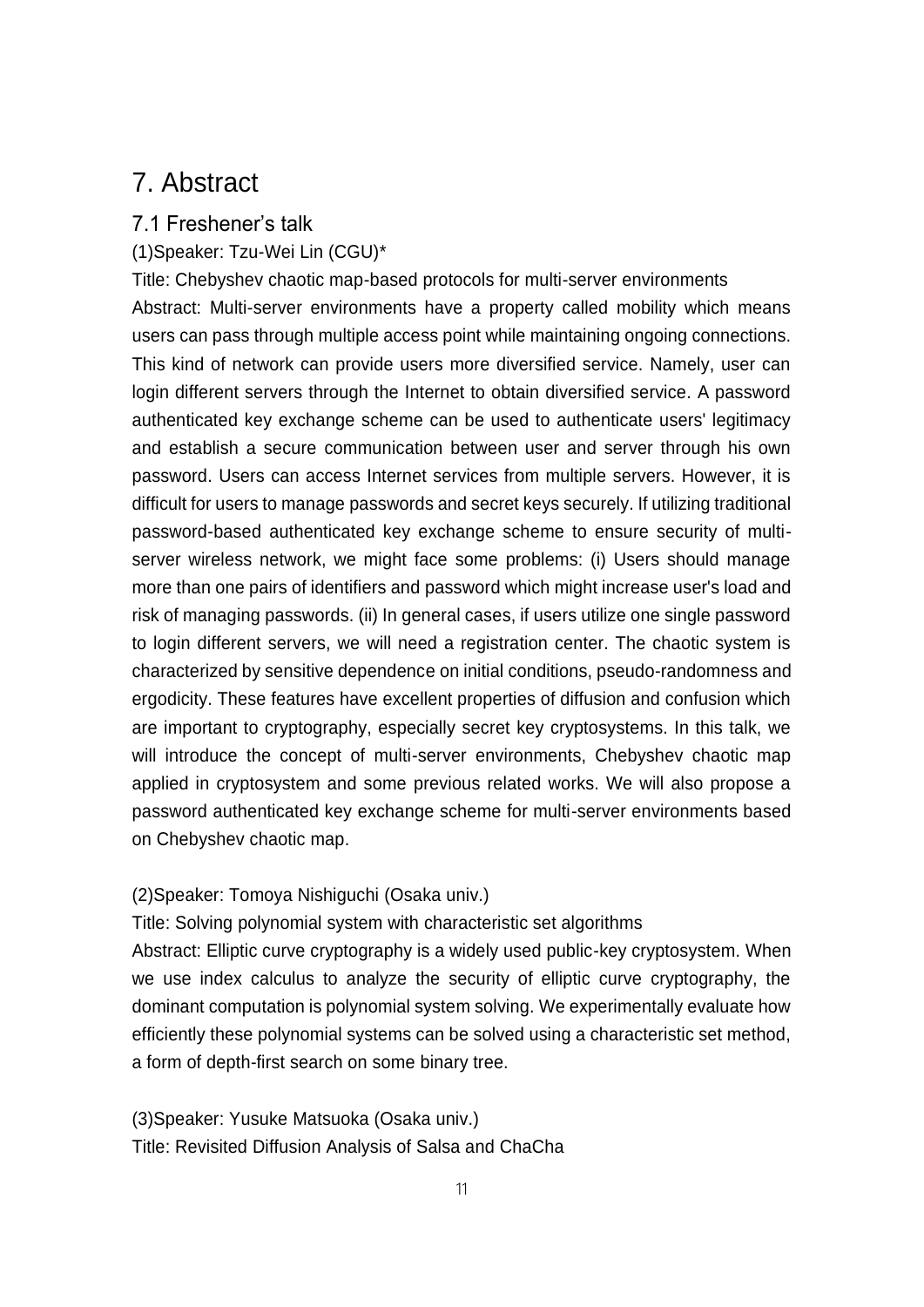# 7. Abstract

## 7.1 Freshener's talk

(1)Speaker: Tzu-Wei Lin (CGU)*

Title: Chebyshev chaotic map-based protocols for multi-server environments

Abstract: Multi-server environments have a property called mobility which means users can pass through multiple access point while maintaining ongoing connections. This kind of network can provide users more diversified service. Namely, user can login different servers through the Internet to obtain diversified service. A password authenticated key exchange scheme can be used to authenticate users' legitimacy and establish a secure communication between user and server through his own password. Users can access Internet services from multiple servers. However, it is difficult for users to manage passwords and secret keys securely. If utilizing traditional password-based authenticated key exchange scheme to ensure security of multi-server wireless network, we might face some problems: (i) Users should manage more than one pairs of identifiers and password which might increase user's load and risk of managing passwords. (ii) In general cases, if users utilize one single password to login different servers, we will need a registration center. The chaotic system is characterized by sensitive dependence on initial conditions, pseudo-randomness and ergodicity. These features have excellent properties of diffusion and confusion which are important to cryptography, especially secret key cryptosystems. In this talk, we will introduce the concept of multi-server environments, Chebyshev chaotic map applied in cryptosystem and some previous related works. We will also propose a password authenticated key exchange scheme for multi-server environments based on Chebyshev chaotic map.

(2)Speaker: Tomoya Nishiguchi (Osaka univ.)

Title: Solving polynomial system with characteristic set algorithms

Abstract: Elliptic curve cryptography is a widely used public-key cryptosystem. When we use index calculus to analyze the security of elliptic curve cryptography, the dominant computation is polynomial system solving. We experimentally evaluate how efficiently these polynomial systems can be solved using a characteristic set method, a form of depth-first search on some binary tree.

(3)Speaker: Yusuke Matsuoka (Osaka univ.)

Title: Revisited Diffusion Analysis of Salsa and ChaCha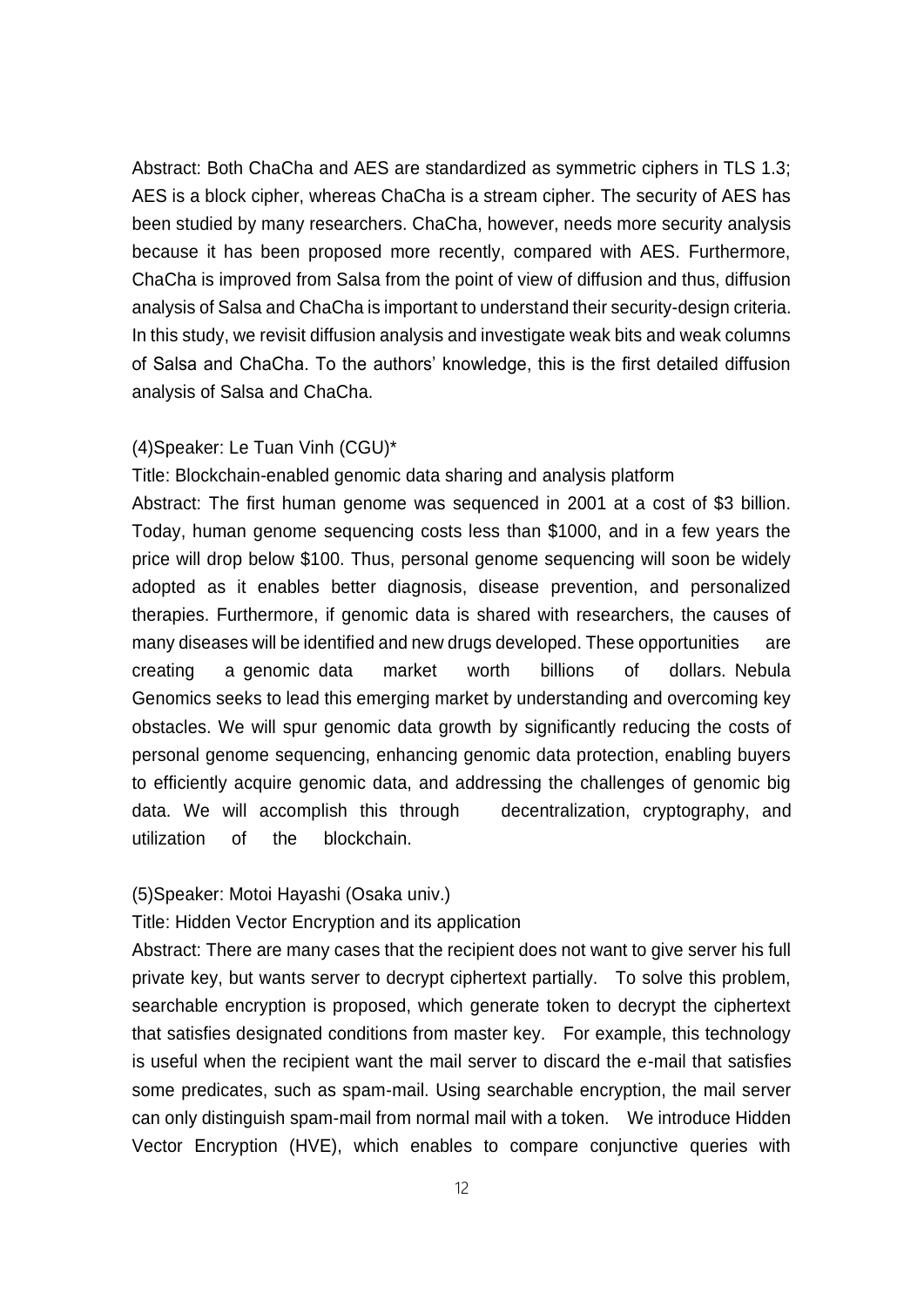Abstract: Both ChaCha and AES are standardized as symmetric ciphers in TLS 1.3; AES is a block cipher, whereas ChaCha is a stream cipher. The security of AES has been studied by many researchers. ChaCha, however, needs more security analysis because it has been proposed more recently, compared with AES. Furthermore, ChaCha is improved from Salsa from the point of view of diffusion and thus, diffusion analysis of Salsa and ChaCha is important to understand their security-design criteria. In this study, we revisit diffusion analysis and investigate weak bits and weak columns of Salsa and ChaCha. To the authors' knowledge, this is the first detailed diffusion analysis of Salsa and ChaCha.

(4)Speaker: Le Tuan Vinh (CGU)*

Title: Blockchain-enabled genomic data sharing and analysis platform

Abstract: The first human genome was sequenced in 2001 at a cost of $3 billion. Today, human genome sequencing costs less than $1000, and in a few years the price will drop below $100. Thus, personal genome sequencing will soon be widely adopted as it enables better diagnosis, disease prevention, and personalized therapies. Furthermore, if genomic data is shared with researchers, the causes of many diseases will be identified and new drugs developed. These opportunities are creating a genomic data market worth billions of dollars. Nebula Genomics seeks to lead this emerging market by understanding and overcoming key obstacles. We will spur genomic data growth by significantly reducing the costs of personal genome sequencing, enhancing genomic data protection, enabling buyers to efficiently acquire genomic data, and addressing the challenges of genomic big data. We will accomplish this through decentralization, cryptography, and utilization of the blockchain.

(5)Speaker: Motoi Hayashi (Osaka univ.)

Title: Hidden Vector Encryption and its application

Abstract: There are many cases that the recipient does not want to give server his full private key, but wants server to decrypt ciphertext partially. To solve this problem, searchable encryption is proposed, which generate token to decrypt the ciphertext that satisfies designated conditions from master key. For example, this technology is useful when the recipient want the mail server to discard the e-mail that satisfies some predicates, such as spam-mail. Using searchable encryption, the mail server can only distinguish spam-mail from normal mail with a token. We introduce Hidden Vector Encryption (HVE), which enables to compare conjunctive queries with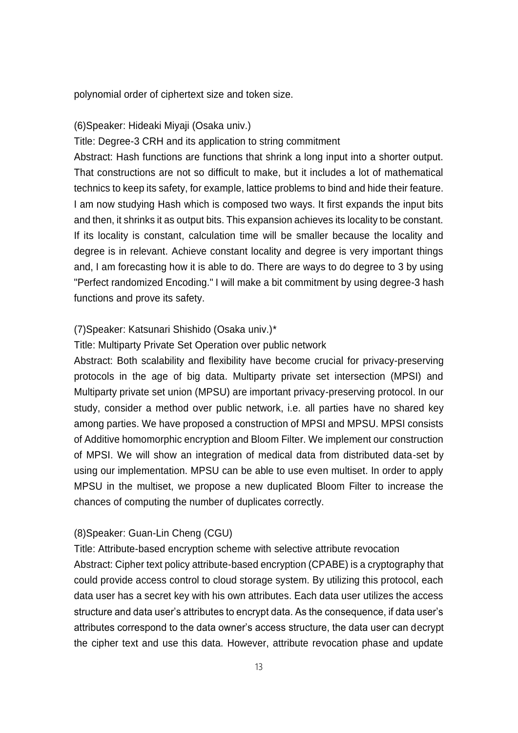polynomial order of ciphertext size and token size.

(6)Speaker: Hideaki Miyaji (Osaka univ.)

Title: Degree-3 CRH and its application to string commitment

Abstract: Hash functions are functions that shrink a long input into a shorter output. That constructions are not so difficult to make, but it includes a lot of mathematical technics to keep its safety, for example, lattice problems to bind and hide their feature. I am now studying Hash which is composed two ways. It first expands the input bits and then, it shrinks it as output bits. This expansion achieves its locality to be constant. If its locality is constant, calculation time will be smaller because the locality and degree is in relevant. Achieve constant locality and degree is very important things and, I am forecasting how it is able to do. There are ways to do degree to 3 by using "Perfect randomized Encoding." I will make a bit commitment by using degree-3 hash functions and prove its safety.

(7)Speaker: Katsunari Shishido (Osaka univ.)*

Title: Multiparty Private Set Operation over public network

Abstract: Both scalability and flexibility have become crucial for privacy-preserving protocols in the age of big data. Multiparty private set intersection (MPSI) and Multiparty private set union (MPSU) are important privacy-preserving protocol. In our study, consider a method over public network, i.e. all parties have no shared key among parties. We have proposed a construction of MPSI and MPSU. MPSI consists of Additive homomorphic encryption and Bloom Filter. We implement our construction of MPSI. We will show an integration of medical data from distributed data-set by using our implementation. MPSU can be able to use even multiset. In order to apply MPSU in the multiset, we propose a new duplicated Bloom Filter to increase the chances of computing the number of duplicates correctly.

(8)Speaker: Guan-Lin Cheng (CGU)

Title: Attribute-based encryption scheme with selective attribute revocation

Abstract: Cipher text policy attribute-based encryption (CPABE) is a cryptography that could provide access control to cloud storage system. By utilizing this protocol, each data user has a secret key with his own attributes. Each data user utilizes the access structure and data user's attributes to encrypt data. As the consequence, if data user's attributes correspond to the data owner's access structure, the data user can decrypt the cipher text and use this data. However, attribute revocation phase and update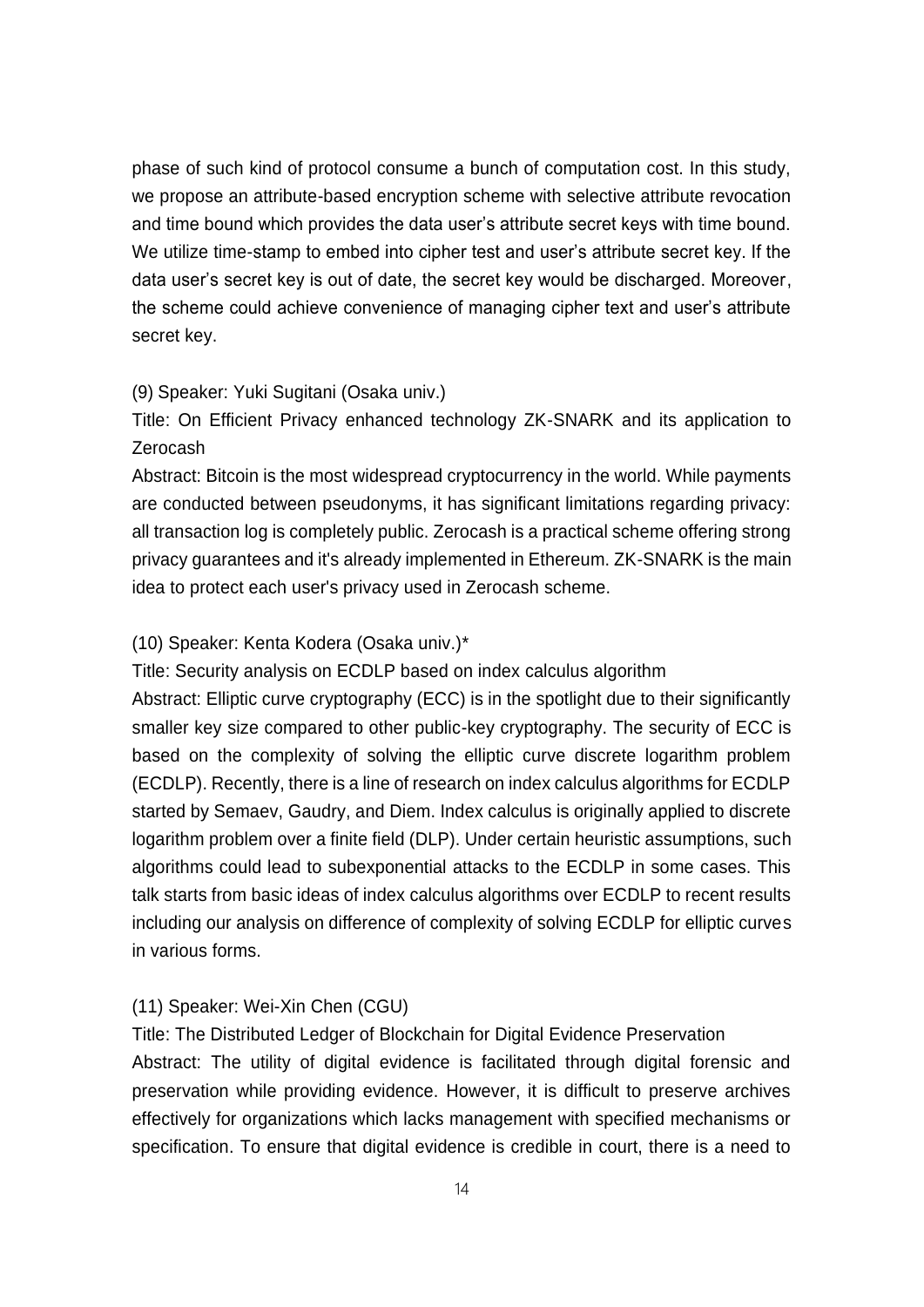phase of such kind of protocol consume a bunch of computation cost. In this study, we propose an attribute-based encryption scheme with selective attribute revocation and time bound which provides the data user's attribute secret keys with time bound. We utilize time-stamp to embed into cipher test and user's attribute secret key. If the data user's secret key is out of date, the secret key would be discharged. Moreover, the scheme could achieve convenience of managing cipher text and user's attribute secret key.

(9) Speaker: Yuki Sugitani (Osaka univ.)

Title: On Efficient Privacy enhanced technology ZK-SNARK and its application to Zerocash

Abstract: Bitcoin is the most widespread cryptocurrency in the world. While payments are conducted between pseudonyms, it has significant limitations regarding privacy: all transaction log is completely public. Zerocash is a practical scheme offering strong privacy guarantees and it's already implemented in Ethereum. ZK-SNARK is the main idea to protect each user's privacy used in Zerocash scheme.

(10) Speaker: Kenta Kodera (Osaka univ.)*

Title: Security analysis on ECDLP based on index calculus algorithm

Abstract: Elliptic curve cryptography (ECC) is in the spotlight due to their significantly smaller key size compared to other public-key cryptography. The security of ECC is based on the complexity of solving the elliptic curve discrete logarithm problem (ECDLP). Recently, there is a line of research on index calculus algorithms for ECDLP started by Semaev, Gaudry, and Diem. Index calculus is originally applied to discrete logarithm problem over a finite field (DLP). Under certain heuristic assumptions, such algorithms could lead to subexponential attacks to the ECDLP in some cases. This talk starts from basic ideas of index calculus algorithms over ECDLP to recent results including our analysis on difference of complexity of solving ECDLP for elliptic curves in various forms.

(11) Speaker: Wei-Xin Chen (CGU)

Title: The Distributed Ledger of Blockchain for Digital Evidence Preservation

Abstract: The utility of digital evidence is facilitated through digital forensic and preservation while providing evidence. However, it is difficult to preserve archives effectively for organizations which lacks management with specified mechanisms or specification. To ensure that digital evidence is credible in court, there is a need to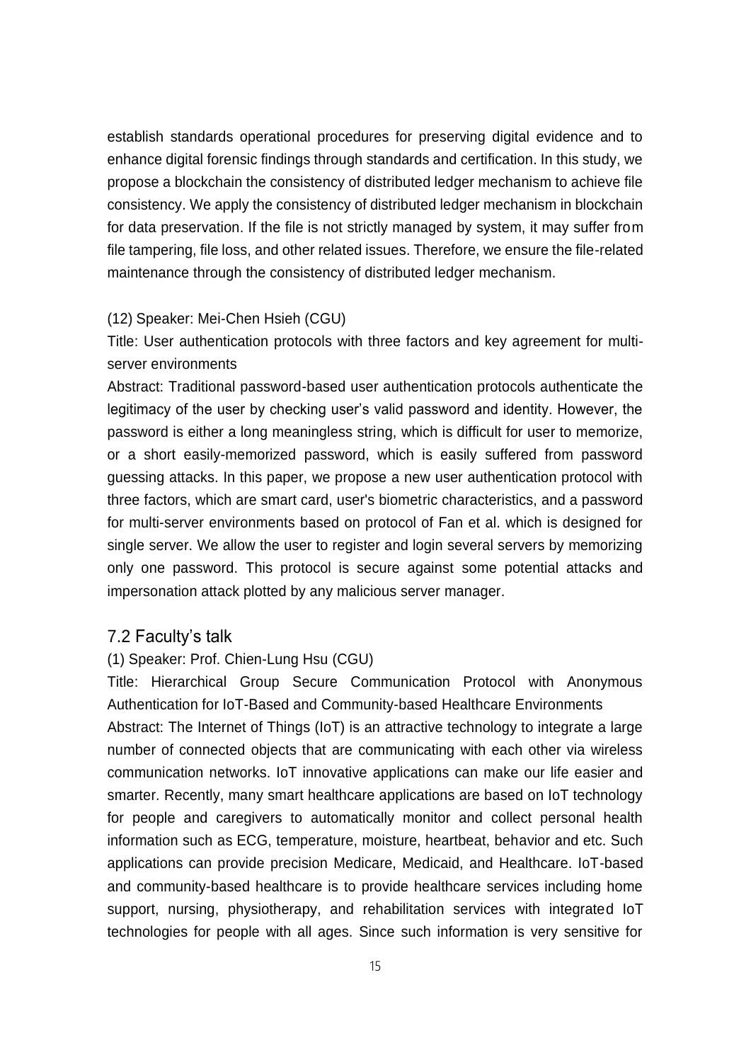establish standards operational procedures for preserving digital evidence and to enhance digital forensic findings through standards and certification. In this study, we propose a blockchain the consistency of distributed ledger mechanism to achieve file consistency. We apply the consistency of distributed ledger mechanism in blockchain for data preservation. If the file is not strictly managed by system, it may suffer from file tampering, file loss, and other related issues. Therefore, we ensure the file-related maintenance through the consistency of distributed ledger mechanism.

(12) Speaker: Mei-Chen Hsieh (CGU)

Title: User authentication protocols with three factors and key agreement for multi-server environments

Abstract: Traditional password-based user authentication protocols authenticate the legitimacy of the user by checking user's valid password and identity. However, the password is either a long meaningless string, which is difficult for user to memorize, or a short easily-memorized password, which is easily suffered from password guessing attacks. In this paper, we propose a new user authentication protocol with three factors, which are smart card, user's biometric characteristics, and a password for multi-server environments based on protocol of Fan et al. which is designed for single server. We allow the user to register and login several servers by memorizing only one password. This protocol is secure against some potential attacks and impersonation attack plotted by any malicious server manager.

## 7.2 Faculty's talk

(1) Speaker: Prof. Chien-Lung Hsu (CGU)

Title: Hierarchical Group Secure Communication Protocol with Anonymous Authentication for IoT-Based and Community-based Healthcare Environments

Abstract: The Internet of Things (IoT) is an attractive technology to integrate a large number of connected objects that are communicating with each other via wireless communication networks. IoT innovative applications can make our life easier and smarter. Recently, many smart healthcare applications are based on IoT technology for people and caregivers to automatically monitor and collect personal health information such as ECG, temperature, moisture, heartbeat, behavior and etc. Such applications can provide precision Medicare, Medicaid, and Healthcare. IoT-based and community-based healthcare is to provide healthcare services including home support, nursing, physiotherapy, and rehabilitation services with integrated IoT technologies for people with all ages. Since such information is very sensitive for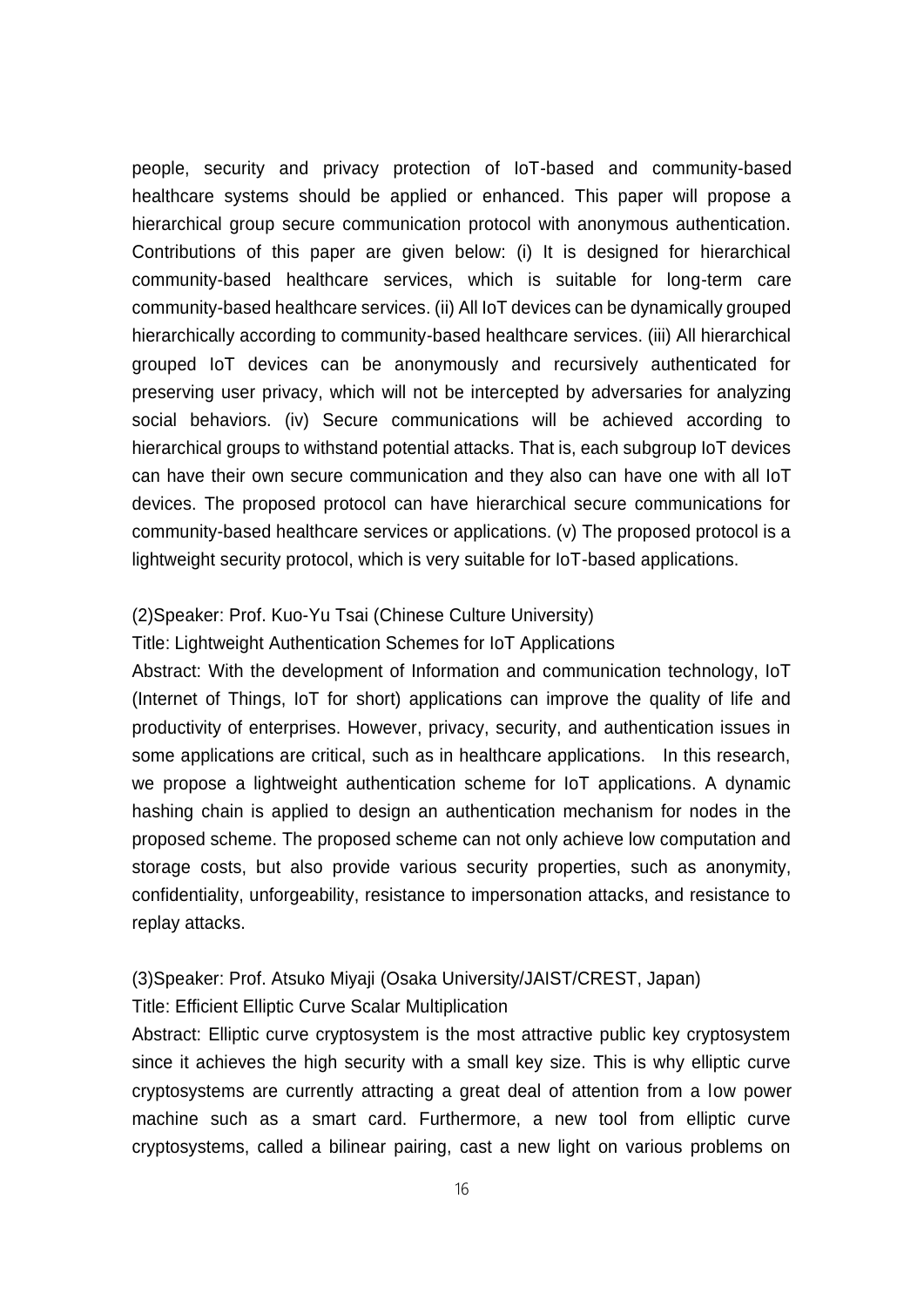people, security and privacy protection of IoT-based and community-based healthcare systems should be applied or enhanced. This paper will propose a hierarchical group secure communication protocol with anonymous authentication. Contributions of this paper are given below: (i) It is designed for hierarchical community-based healthcare services, which is suitable for long-term care community-based healthcare services. (ii) All IoT devices can be dynamically grouped hierarchically according to community-based healthcare services. (iii) All hierarchical grouped IoT devices can be anonymously and recursively authenticated for preserving user privacy, which will not be intercepted by adversaries for analyzing social behaviors. (iv) Secure communications will be achieved according to hierarchical groups to withstand potential attacks. That is, each subgroup IoT devices can have their own secure communication and they also can have one with all IoT devices. The proposed protocol can have hierarchical secure communications for community-based healthcare services or applications. (v) The proposed protocol is a lightweight security protocol, which is very suitable for IoT-based applications.

(2)Speaker: Prof. Kuo-Yu Tsai (Chinese Culture University)

Title: Lightweight Authentication Schemes for IoT Applications

Abstract: With the development of Information and communication technology, IoT (Internet of Things, IoT for short) applications can improve the quality of life and productivity of enterprises. However, privacy, security, and authentication issues in some applications are critical, such as in healthcare applications. In this research, we propose a lightweight authentication scheme for IoT applications. A dynamic hashing chain is applied to design an authentication mechanism for nodes in the proposed scheme. The proposed scheme can not only achieve low computation and storage costs, but also provide various security properties, such as anonymity, confidentiality, unforgeability, resistance to impersonation attacks, and resistance to replay attacks.

(3)Speaker: Prof. Atsuko Miyaji (Osaka University/JAIST/CREST, Japan)

Title: Efficient Elliptic Curve Scalar Multiplication

Abstract: Elliptic curve cryptosystem is the most attractive public key cryptosystem since it achieves the high security with a small key size. This is why elliptic curve cryptosystems are currently attracting a great deal of attention from a low power machine such as a smart card. Furthermore, a new tool from elliptic curve cryptosystems, called a bilinear pairing, cast a new light on various problems on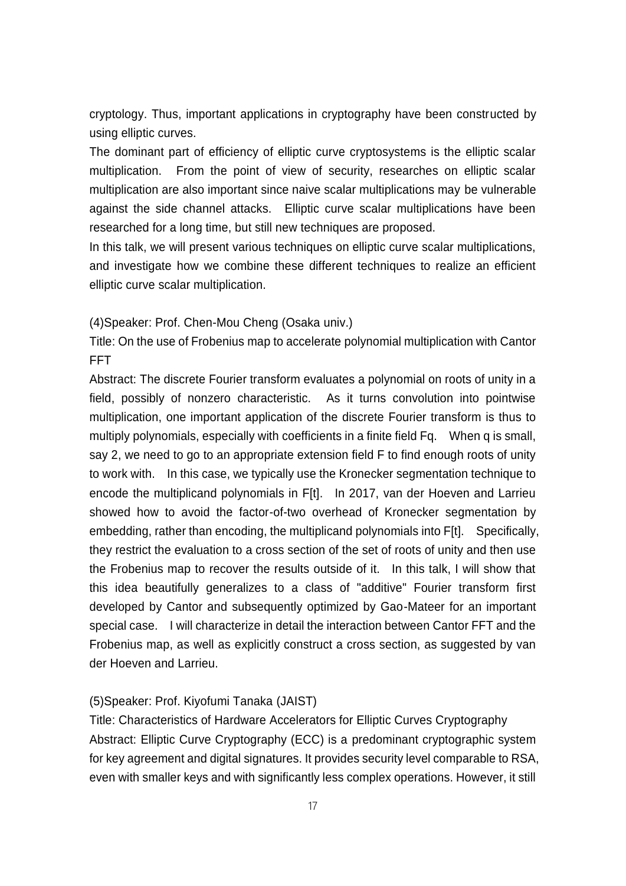cryptology. Thus, important applications in cryptography have been constructed by using elliptic curves.

The dominant part of efficiency of elliptic curve cryptosystems is the elliptic scalar multiplication. From the point of view of security, researches on elliptic scalar multiplication are also important since naive scalar multiplications may be vulnerable against the side channel attacks. Elliptic curve scalar multiplications have been researched for a long time, but still new techniques are proposed.

In this talk, we will present various techniques on elliptic curve scalar multiplications, and investigate how we combine these different techniques to realize an efficient elliptic curve scalar multiplication.

(4)Speaker: Prof. Chen-Mou Cheng (Osaka univ.)

Title: On the use of Frobenius map to accelerate polynomial multiplication with Cantor FFT

Abstract: The discrete Fourier transform evaluates a polynomial on roots of unity in a field, possibly of nonzero characteristic. As it turns convolution into pointwise multiplication, one important application of the discrete Fourier transform is thus to multiply polynomials, especially with coefficients in a finite field Fq. When q is small, say 2, we need to go to an appropriate extension field F to find enough roots of unity to work with. In this case, we typically use the Kronecker segmentation technique to encode the multiplicand polynomials in F[t]. In 2017, van der Hoeven and Larrieu showed how to avoid the factor-of-two overhead of Kronecker segmentation by embedding, rather than encoding, the multiplicand polynomials into F[t]. Specifically, they restrict the evaluation to a cross section of the set of roots of unity and then use the Frobenius map to recover the results outside of it. In this talk, I will show that this idea beautifully generalizes to a class of "additive" Fourier transform first developed by Cantor and subsequently optimized by Gao-Mateer for an important special case. I will characterize in detail the interaction between Cantor FFT and the Frobenius map, as well as explicitly construct a cross section, as suggested by van der Hoeven and Larrieu.

(5)Speaker: Prof. Kiyofumi Tanaka (JAIST)

Title: Characteristics of Hardware Accelerators for Elliptic Curves Cryptography

Abstract: Elliptic Curve Cryptography (ECC) is a predominant cryptographic system for key agreement and digital signatures. It provides security level comparable to RSA, even with smaller keys and with significantly less complex operations. However, it still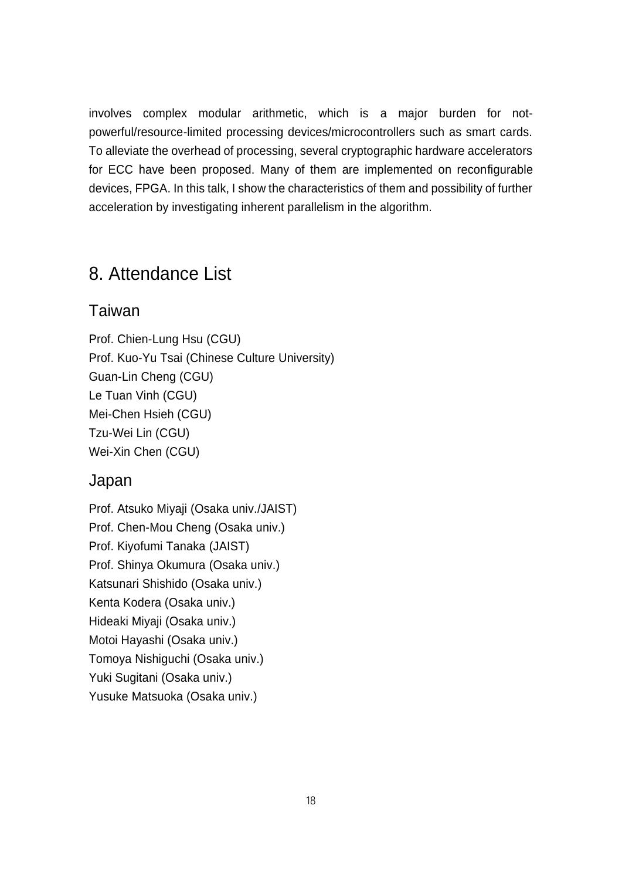involves complex modular arithmetic, which is a major burden for not-powerful/resource-limited processing devices/microcontrollers such as smart cards. To alleviate the overhead of processing, several cryptographic hardware accelerators for ECC have been proposed. Many of them are implemented on reconfigurable devices, FPGA. In this talk, I show the characteristics of them and possibility of further acceleration by investigating inherent parallelism in the algorithm.

# 8. Attendance List

## Taiwan

Prof. Chien-Lung Hsu (CGU)
Prof. Kuo-Yu Tsai (Chinese Culture University)
Guan-Lin Cheng (CGU)
Le Tuan Vinh (CGU)
Mei-Chen Hsieh (CGU)
Tzu-Wei Lin (CGU)
Wei-Xin Chen (CGU)

## Japan

Prof. Atsuko Miyaji (Osaka univ./JAIST)
Prof. Chen-Mou Cheng (Osaka univ.)
Prof. Kiyofumi Tanaka (JAIST)
Prof. Shinya Okumura (Osaka univ.)
Katsunari Shishido (Osaka univ.)
Kenta Kodera (Osaka univ.)
Hideaki Miyaji (Osaka univ.)
Motoi Hayashi (Osaka univ.)
Tomoya Nishiguchi (Osaka univ.)
Yuki Sugitani (Osaka univ.)
Yusuke Matsuoka (Osaka univ.)